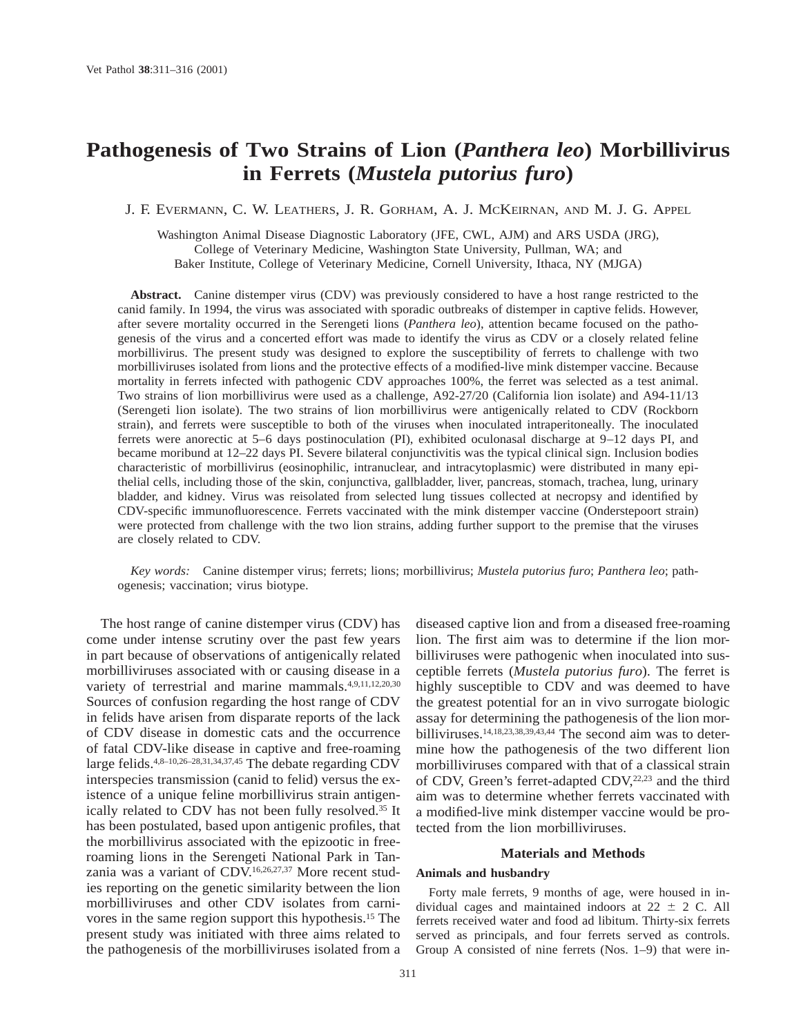# Pathogenesis of Two Strains of Lion (*Panthera leo*) Morbillivirus in Ferrets (*Mustela putorius furo*)

J. F. Evermann, C. W. Leathers, J. R. Gorham, A. J. McKeirnan, and M. J. G. Appel

Washington Animal Disease Diagnostic Laboratory (JFE, CWL, AJM) and ARS USDA (JRG), College of Veterinary Medicine, Washington State University, Pullman, WA; and Baker Institute, College of Veterinary Medicine, Cornell University, Ithaca, NY (MJGA)

**Abstract.** Canine distemper virus (CDV) was previously considered to have a host range restricted to the canid family. In 1994, the virus was associated with sporadic outbreaks of distemper in captive felids. However, after severe mortality occurred in the Serengeti lions (*Panthera leo*), attention became focused on the pathogenesis of the virus and a concerted effort was made to identify the virus as CDV or a closely related feline morbillivirus. The present study was designed to explore the susceptibility of ferrets to challenge with two morbilliviruses isolated from lions and the protective effects of a modified-live mink distemper vaccine. Because mortality in ferrets infected with pathogenic CDV approaches 100%, the ferret was selected as a test animal. Two strains of lion morbillivirus were used as a challenge, A92-27/20 (California lion isolate) and A94-11/13 (Serengeti lion isolate). The two strains of lion morbillivirus were antigenically related to CDV (Rockborn strain), and ferrets were susceptible to both of the viruses when inoculated intraperitoneally. The inoculated ferrets were anorectic at 5–6 days postinoculation (PI), exhibited oculonasal discharge at 9–12 days PI, and became moribund at 12–22 days PI. Severe bilateral conjunctivitis was the typical clinical sign. Inclusion bodies characteristic of morbillivirus (eosinophilic, intranuclear, and intracytoplasmic) were distributed in many epithelial cells, including those of the skin, conjunctiva, gallbladder, liver, pancreas, stomach, trachea, lung, urinary bladder, and kidney. Virus was reisolated from selected lung tissues collected at necropsy and identified by CDV-specific immunofluorescence. Ferrets vaccinated with the mink distemper vaccine (Onderstepoort strain) were protected from challenge with the two lion strains, adding further support to the premise that the viruses are closely related to CDV.

*Key words:* Canine distemper virus; ferrets; lions; morbillivirus; *Mustela putorius furo*; *Panthera leo*; pathogenesis; vaccination; virus biotype.

The host range of canine distemper virus (CDV) has come under intense scrutiny over the past few years in part because of observations of antigenically related morbilliviruses associated with or causing disease in a variety of terrestrial and marine mammals.[4,9,11,12,20,30] Sources of confusion regarding the host range of CDV in felids have arisen from disparate reports of the lack of CDV disease in domestic cats and the occurrence of fatal CDV-like disease in captive and free-roaming large felids.[4,8–10,26–28,31,34,37,45] The debate regarding CDV interspecies transmission (canid to felid) versus the existence of a unique feline morbillivirus strain antigenically related to CDV has not been fully resolved.[35] It has been postulated, based upon antigenic profiles, that the morbillivirus associated with the epizootic in free-roaming lions in the Serengeti National Park in Tanzania was a variant of CDV.[16,26,27,37] More recent studies reporting on the genetic similarity between the lion morbilliviruses and other CDV isolates from carnivores in the same region support this hypothesis.[15] The present study was initiated with three aims related to the pathogenesis of the morbilliviruses isolated from a diseased captive lion and from a diseased free-roaming lion. The first aim was to determine if the lion morbilliviruses were pathogenic when inoculated into susceptible ferrets (*Mustela putorius furo*). The ferret is highly susceptible to CDV and was deemed to have the greatest potential for an in vivo surrogate biologic assay for determining the pathogenesis of the lion morbilliviruses.[14,18,23,38,39,43,44] The second aim was to determine how the pathogenesis of the two different lion morbilliviruses compared with that of a classical strain of CDV, Green's ferret-adapted CDV,[22,23] and the third aim was to determine whether ferrets vaccinated with a modified-live mink distemper vaccine would be protected from the lion morbilliviruses.

## Materials and Methods

### Animals and husbandry

Forty male ferrets, 9 months of age, were housed in individual cages and maintained indoors at 22 ± 2 C. All ferrets received water and food ad libitum. Thirty-six ferrets served as principals, and four ferrets served as controls. Group A consisted of nine ferrets (Nos. 1–9) that were in-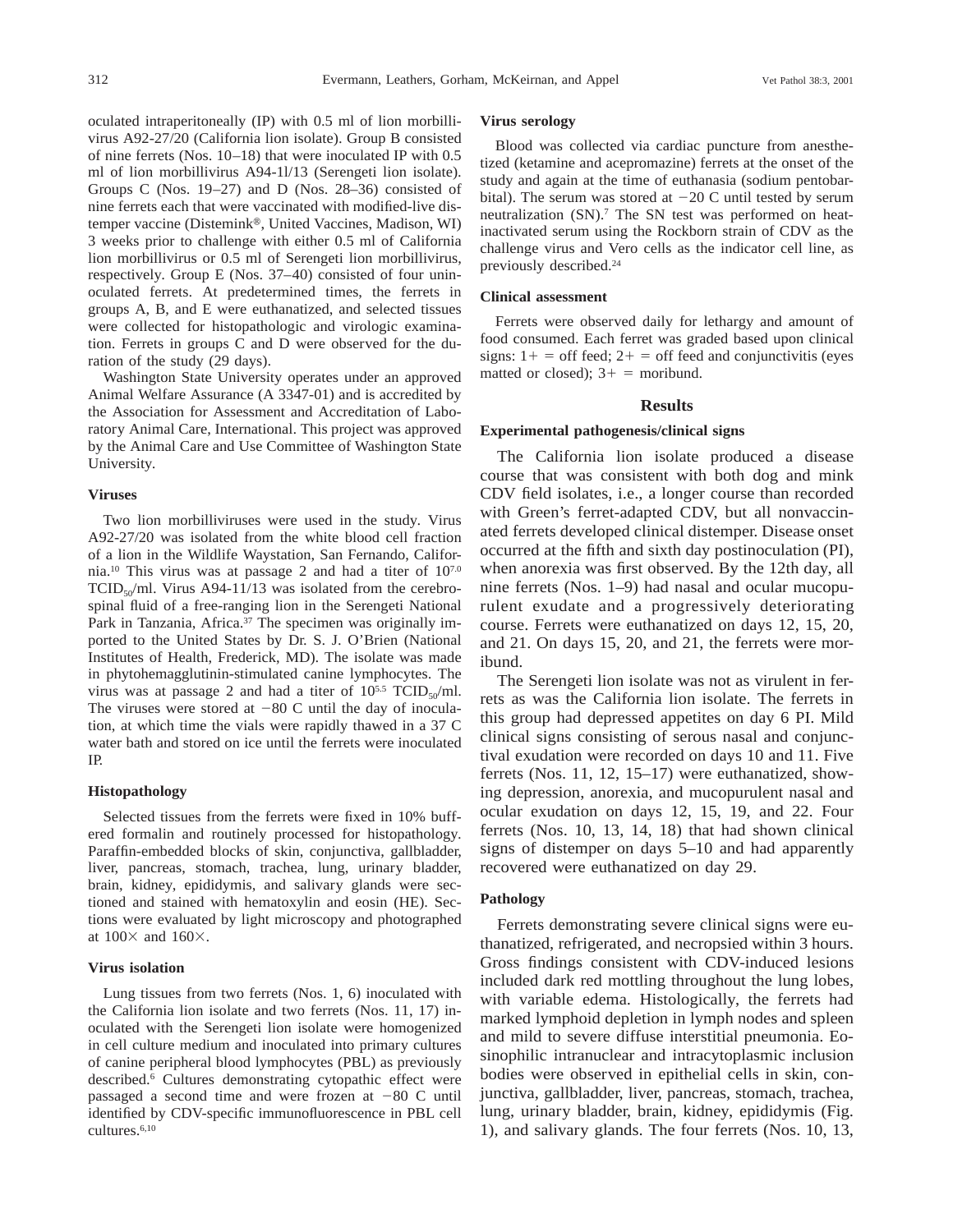oculated intraperitoneally (IP) with 0.5 ml of lion morbillivirus A92-27/20 (California lion isolate). Group B consisted of nine ferrets (Nos. 10–18) that were inoculated IP with 0.5 ml of lion morbillivirus A94-1l/13 (Serengeti lion isolate). Groups C (Nos. 19–27) and D (Nos. 28–36) consisted of nine ferrets each that were vaccinated with modified-live distemper vaccine (Distemink®, United Vaccines, Madison, WI) 3 weeks prior to challenge with either 0.5 ml of California lion morbillivirus or 0.5 ml of Serengeti lion morbillivirus, respectively. Group E (Nos. 37–40) consisted of four uninoculated ferrets. At predetermined times, the ferrets in groups A, B, and E were euthanatized, and selected tissues were collected for histopathologic and virologic examination. Ferrets in groups C and D were observed for the duration of the study (29 days).

Washington State University operates under an approved Animal Welfare Assurance (A 3347-01) and is accredited by the Association for Assessment and Accreditation of Laboratory Animal Care, International. This project was approved by the Animal Care and Use Committee of Washington State University.

### Viruses

Two lion morbilliviruses were used in the study. Virus A92-27/20 was isolated from the white blood cell fraction of a lion in the Wildlife Waystation, San Fernando, California.[10] This virus was at passage 2 and had a titer of $10^{7.0}$ $TCID_{50}$/ml. Virus A94-11/13 was isolated from the cerebrospinal fluid of a free-ranging lion in the Serengeti National Park in Tanzania, Africa.[37] The specimen was originally imported to the United States by Dr. S. J. O'Brien (National Institutes of Health, Frederick, MD). The isolate was made in phytohemagglutinin-stimulated canine lymphocytes. The virus was at passage 2 and had a titer of $10^{5.5}$ $TCID_{50}$/ml. The viruses were stored at −80 C until the day of inoculation, at which time the vials were rapidly thawed in a 37 C water bath and stored on ice until the ferrets were inoculated IP.

### Histopathology

Selected tissues from the ferrets were fixed in 10% buffered formalin and routinely processed for histopathology. Paraffin-embedded blocks of skin, conjunctiva, gallbladder, liver, pancreas, stomach, trachea, lung, urinary bladder, brain, kidney, epididymis, and salivary glands were sectioned and stained with hematoxylin and eosin (HE). Sections were evaluated by light microscopy and photographed at 100× and 160×.

### Virus isolation

Lung tissues from two ferrets (Nos. 1, 6) inoculated with the California lion isolate and two ferrets (Nos. 11, 17) inoculated with the Serengeti lion isolate were homogenized in cell culture medium and inoculated into primary cultures of canine peripheral blood lymphocytes (PBL) as previously described.[6] Cultures demonstrating cytopathic effect were passaged a second time and were frozen at −80 C until identified by CDV-specific immunofluorescence in PBL cell cultures.[6,10]

### Virus serology

Blood was collected via cardiac puncture from anesthetized (ketamine and acepromazine) ferrets at the onset of the study and again at the time of euthanasia (sodium pentobarbital). The serum was stored at −20 C until tested by serum neutralization (SN).[7] The SN test was performed on heat-inactivated serum using the Rockborn strain of CDV as the challenge virus and Vero cells as the indicator cell line, as previously described.[24]

### Clinical assessment

Ferrets were observed daily for lethargy and amount of food consumed. Each ferret was graded based upon clinical signs: 1+ = off feed; 2+ = off feed and conjunctivitis (eyes matted or closed); 3+ = moribund.

## Results

### Experimental pathogenesis/clinical signs

The California lion isolate produced a disease course that was consistent with both dog and mink CDV field isolates, i.e., a longer course than recorded with Green's ferret-adapted CDV, but all nonvaccinated ferrets developed clinical distemper. Disease onset occurred at the fifth and sixth day postinoculation (PI), when anorexia was first observed. By the 12th day, all nine ferrets (Nos. 1–9) had nasal and ocular mucopurulent exudate and a progressively deteriorating course. Ferrets were euthanatized on days 12, 15, 20, and 21. On days 15, 20, and 21, the ferrets were moribund.

The Serengeti lion isolate was not as virulent in ferrets as was the California lion isolate. The ferrets in this group had depressed appetites on day 6 PI. Mild clinical signs consisting of serous nasal and conjunctival exudation were recorded on days 10 and 11. Five ferrets (Nos. 11, 12, 15–17) were euthanatized, showing depression, anorexia, and mucopurulent nasal and ocular exudation on days 12, 15, 19, and 22. Four ferrets (Nos. 10, 13, 14, 18) that had shown clinical signs of distemper on days 5–10 and had apparently recovered were euthanatized on day 29.

### Pathology

Ferrets demonstrating severe clinical signs were euthanatized, refrigerated, and necropsied within 3 hours. Gross findings consistent with CDV-induced lesions included dark red mottling throughout the lung lobes, with variable edema. Histologically, the ferrets had marked lymphoid depletion in lymph nodes and spleen and mild to severe diffuse interstitial pneumonia. Eosinophilic intranuclear and intracytoplasmic inclusion bodies were observed in epithelial cells in skin, conjunctiva, gallbladder, liver, pancreas, stomach, trachea, lung, urinary bladder, brain, kidney, epididymis (Fig. 1), and salivary glands. The four ferrets (Nos. 10, 13,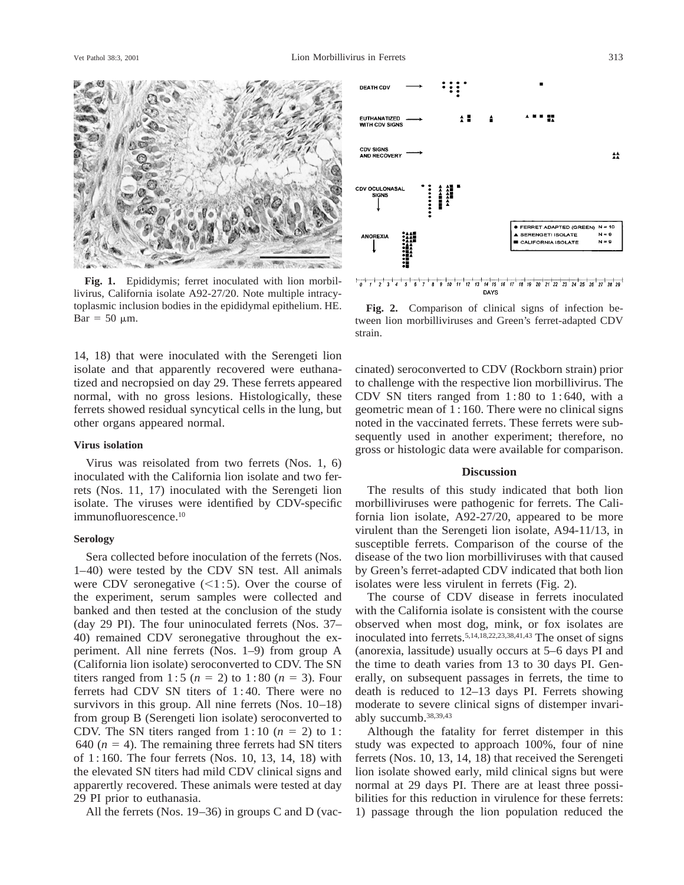**Fig. 1.** Epididymis; ferret inoculated with lion morbillivirus, California isolate A92-27/20. Note multiple intracytoplasmic inclusion bodies in the epididymal epithelium. HE. Bar = 50 μm.

**Fig. 2.** Comparison of clinical signs of infection between lion morbilliviruses and Green's ferret-adapted CDV strain.

14, 18) that were inoculated with the Serengeti lion isolate and that apparently recovered were euthanatized and necropsied on day 29. These ferrets appeared normal, with no gross lesions. Histologically, these ferrets showed residual syncytical cells in the lung, but other organs appeared normal.

### Virus isolation

Virus was reisolated from two ferrets (Nos. 1, 6) inoculated with the California lion isolate and two ferrets (Nos. 11, 17) inoculated with the Serengeti lion isolate. The viruses were identified by CDV-specific immunofluorescence.[10]

### Serology

Sera collected before inoculation of the ferrets (Nos. 1–40) were tested by the CDV SN test. All animals were CDV seronegative (<1:5). Over the course of the experiment, serum samples were collected and banked and then tested at the conclusion of the study (day 29 PI). The four uninoculated ferrets (Nos. 37–40) remained CDV seronegative throughout the experiment. All nine ferrets (Nos. 1–9) from group A (California lion isolate) seroconverted to CDV. The SN titers ranged from 1:5 ($n = 2$) to 1:80 ($n = 3$). Four ferrets had CDV SN titers of 1:40. There were no survivors in this group. All nine ferrets (Nos. 10–18) from group B (Serengeti lion isolate) seroconverted to CDV. The SN titers ranged from 1:10 ($n = 2$) to 1:640 ($n = 4$). The remaining three ferrets had SN titers of 1:160. The four ferrets (Nos. 10, 13, 14, 18) with the elevated SN titers had mild CDV clinical signs and apparertly recovered. These animals were tested at day 29 PI prior to euthanasia.

All the ferrets (Nos. 19–36) in groups C and D (vaccinated) seroconverted to CDV (Rockborn strain) prior to challenge with the respective lion morbillivirus. The CDV SN titers ranged from 1:80 to 1:640, with a geometric mean of 1:160. There were no clinical signs noted in the vaccinated ferrets. These ferrets were subsequently used in another experiment; therefore, no gross or histologic data were available for comparison.

## Discussion

The results of this study indicated that both lion morbilliviruses were pathogenic for ferrets. The California lion isolate, A92-27/20, appeared to be more virulent than the Serengeti lion isolate, A94-11/13, in susceptible ferrets. Comparison of the course of the disease of the two lion morbilliviruses with that caused by Green's ferret-adapted CDV indicated that both lion isolates were less virulent in ferrets (Fig. 2).

The course of CDV disease in ferrets inoculated with the California isolate is consistent with the course observed when most dog, mink, or fox isolates are inoculated into ferrets.[5,14,18,22,23,38,41,43] The onset of signs (anorexia, lassitude) usually occurs at 5–6 days PI and the time to death varies from 13 to 30 days PI. Generally, on subsequent passages in ferrets, the time to death is reduced to 12–13 days PI. Ferrets showing moderate to severe clinical signs of distemper invariably succumb.[38,39,43]

Although the fatality for ferret distemper in this study was expected to approach 100%, four of nine ferrets (Nos. 10, 13, 14, 18) that received the Serengeti lion isolate showed early, mild clinical signs but were normal at 29 days PI. There are at least three possibilities for this reduction in virulence for these ferrets: 1) passage through the lion population reduced the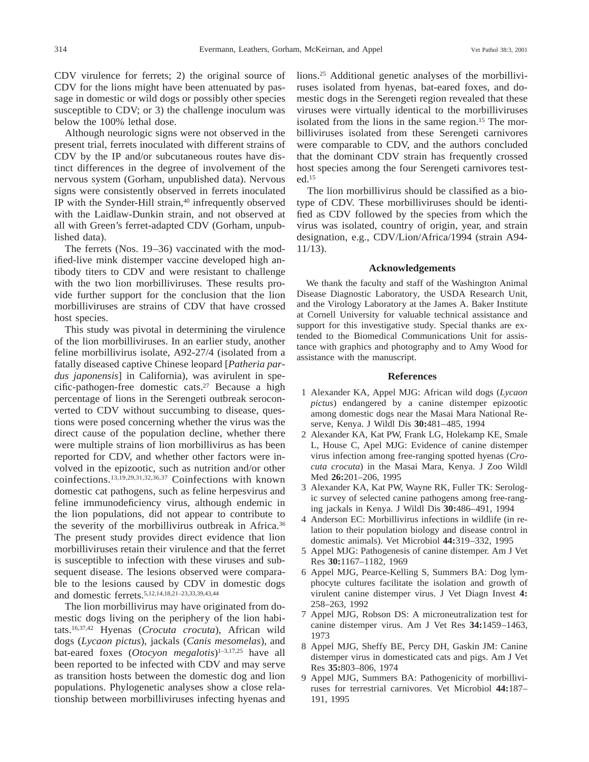CDV virulence for ferrets; 2) the original source of CDV for the lions might have been attenuated by passage in domestic or wild dogs or possibly other species susceptible to CDV; or 3) the challenge inoculum was below the 100% lethal dose.

Although neurologic signs were not observed in the present trial, ferrets inoculated with different strains of CDV by the IP and/or subcutaneous routes have distinct differences in the degree of involvement of the nervous system (Gorham, unpublished data). Nervous signs were consistently observed in ferrets inoculated IP with the Synder-Hill strain,[40] infrequently observed with the Laidlaw-Dunkin strain, and not observed at all with Green's ferret-adapted CDV (Gorham, unpublished data).

The ferrets (Nos. 19–36) vaccinated with the modified-live mink distemper vaccine developed high antibody titers to CDV and were resistant to challenge with the two lion morbilliviruses. These results provide further support for the conclusion that the lion morbilliviruses are strains of CDV that have crossed host species.

This study was pivotal in determining the virulence of the lion morbilliviruses. In an earlier study, another feline morbillivirus isolate, A92-27/4 (isolated from a fatally diseased captive Chinese leopard [*Patheria pardus japonensis*] in California), was avirulent in specific-pathogen-free domestic cats.[27] Because a high percentage of lions in the Serengeti outbreak seroconverted to CDV without succumbing to disease, questions were posed concerning whether the virus was the direct cause of the population decline, whether there were multiple strains of lion morbillivirus as has been reported for CDV, and whether other factors were involved in the epizootic, such as nutrition and/or other coinfections.[13,19,29,31,32,36,37] Coinfections with known domestic cat pathogens, such as feline herpesvirus and feline immunodeficiency virus, although endemic in the lion populations, did not appear to contribute to the severity of the morbillivirus outbreak in Africa.[36] The present study provides direct evidence that lion morbilliviruses retain their virulence and that the ferret is susceptible to infection with these viruses and subsequent disease. The lesions observed were comparable to the lesions caused by CDV in domestic dogs and domestic ferrets.[5,12,14,18,21–23,33,39,43,44]

The lion morbillivirus may have originated from domestic dogs living on the periphery of the lion habitats.[16,37,42] Hyenas (*Crocuta crocuta*), African wild dogs (*Lycaon pictus*), jackals (*Canis mesomelas*), and bat-eared foxes (*Otocyon megalotis*)[1–3,17,25] have all been reported to be infected with CDV and may serve as transition hosts between the domestic dog and lion populations. Phylogenetic analyses show a close relationship between morbilliviruses infecting hyenas and lions.[25] Additional genetic analyses of the morbilliviruses isolated from hyenas, bat-eared foxes, and domestic dogs in the Serengeti region revealed that these viruses were virtually identical to the morbilliviruses isolated from the lions in the same region.[15] The morbilliviruses isolated from these Serengeti carnivores were comparable to CDV, and the authors concluded that the dominant CDV strain has frequently crossed host species among the four Serengeti carnivores tested.[15]

The lion morbillivirus should be classified as a biotype of CDV. These morbilliviruses should be identified as CDV followed by the species from which the virus was isolated, country of origin, year, and strain designation, e.g., CDV/Lion/Africa/1994 (strain A94-11/13).

## Acknowledgements

We thank the faculty and staff of the Washington Animal Disease Diagnostic Laboratory, the USDA Research Unit, and the Virology Laboratory at the James A. Baker Institute at Cornell University for valuable technical assistance and support for this investigative study. Special thanks are extended to the Biomedical Communications Unit for assistance with graphics and photography and to Amy Wood for assistance with the manuscript.

## References

1. Alexander KA, Appel MJG: African wild dogs (*Lycaon pictus*) endangered by a canine distemper epizootic among domestic dogs near the Masai Mara National Reserve, Kenya. J Wildl Dis **30:**481–485, 1994
2. Alexander KA, Kat PW, Frank LG, Holekamp KE, Smale L, House C, Apel MJG: Evidence of canine distemper virus infection among free-ranging spotted hyenas (*Crocuta crocuta*) in the Masai Mara, Kenya. J Zoo Wildl Med **26:**201–206, 1995
3. Alexander KA, Kat PW, Wayne RK, Fuller TK: Serologic survey of selected canine pathogens among free-ranging jackals in Kenya. J Wildl Dis **30:**486–491, 1994
4. Anderson EC: Morbillivirus infections in wildlife (in relation to their population biology and disease control in domestic animals). Vet Microbiol **44:**319–332, 1995
5. Appel MJG: Pathogenesis of canine distemper. Am J Vet Res **30:**1167–1182, 1969
6. Appel MJG, Pearce-Kelling S, Summers BA: Dog lymphocyte cultures facilitate the isolation and growth of virulent canine distemper virus. J Vet Diagn Invest **4:** 258–263, 1992
7. Appel MJG, Robson DS: A microneutralization test for canine distemper virus. Am J Vet Res **34:**1459–1463, 1973
8. Appel MJG, Sheffy BE, Percy DH, Gaskin JM: Canine distemper virus in domesticated cats and pigs. Am J Vet Res **35:**803–806, 1974
9. Appel MJG, Summers BA: Pathogenicity of morbilliviruses for terrestrial carnivores. Vet Microbiol **44:**187–191, 1995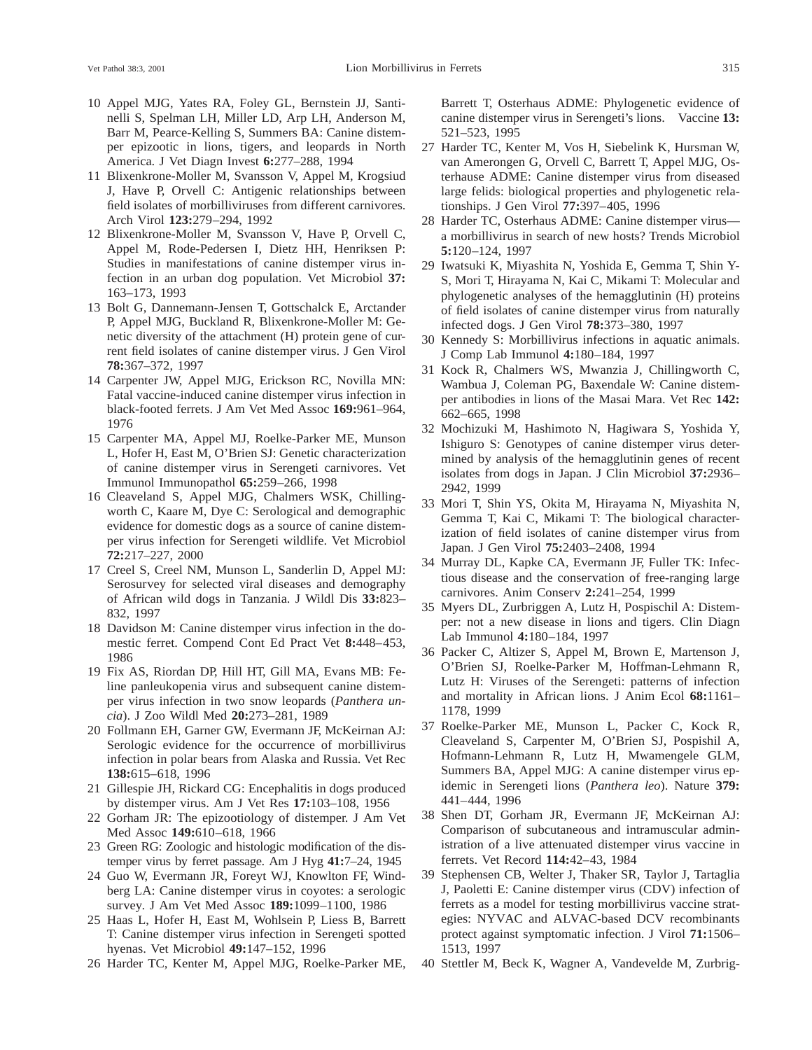10 Appel MJG, Yates RA, Foley GL, Bernstein JJ, Santinelli S, Spelman LH, Miller LD, Arp LH, Anderson M, Barr M, Pearce-Kelling S, Summers BA: Canine distemper epizootic in lions, tigers, and leopards in North America. J Vet Diagn Invest **6:**277–288, 1994

11 Blixenkrone-Moller M, Svansson V, Appel M, Krogsiud J, Have P, Orvell C: Antigenic relationships between field isolates of morbilliviruses from different carnivores. Arch Virol **123:**279–294, 1992

12 Blixenkrone-Moller M, Svansson V, Have P, Orvell C, Appel M, Rode-Pedersen I, Dietz HH, Henriksen P: Studies in manifestations of canine distemper virus infection in an urban dog population. Vet Microbiol **37:** 163–173, 1993

13 Bolt G, Dannemann-Jensen T, Gottschalck E, Arctander P, Appel MJG, Buckland R, Blixenkrone-Moller M: Genetic diversity of the attachment (H) protein gene of current field isolates of canine distemper virus. J Gen Virol **78:**367–372, 1997

14 Carpenter JW, Appel MJG, Erickson RC, Novilla MN: Fatal vaccine-induced canine distemper virus infection in black-footed ferrets. J Am Vet Med Assoc **169:**961–964, 1976

15 Carpenter MA, Appel MJ, Roelke-Parker ME, Munson L, Hofer H, East M, O'Brien SJ: Genetic characterization of canine distemper virus in Serengeti carnivores. Vet Immunol Immunopathol **65:**259–266, 1998

16 Cleaveland S, Appel MJG, Chalmers WSK, Chillingworth C, Kaare M, Dye C: Serological and demographic evidence for domestic dogs as a source of canine distemper virus infection for Serengeti wildlife. Vet Microbiol **72:**217–227, 2000

17 Creel S, Creel NM, Munson L, Sanderlin D, Appel MJ: Serosurvey for selected viral diseases and demography of African wild dogs in Tanzania. J Wildl Dis **33:**823–832, 1997

18 Davidson M: Canine distemper virus infection in the domestic ferret. Compend Cont Ed Pract Vet **8:**448–453, 1986

19 Fix AS, Riordan DP, Hill HT, Gill MA, Evans MB: Feline panleukopenia virus and subsequent canine distemper virus infection in two snow leopards (*Panthera uncia*). J Zoo Wildl Med **20:**273–281, 1989

20 Follmann EH, Garner GW, Evermann JF, McKeirnan AJ: Serologic evidence for the occurrence of morbillivirus infection in polar bears from Alaska and Russia. Vet Rec **138:**615–618, 1996

21 Gillespie JH, Rickard CG: Encephalitis in dogs produced by distemper virus. Am J Vet Res **17:**103–108, 1956

22 Gorham JR: The epizootiology of distemper. J Am Vet Med Assoc **149:**610–618, 1966

23 Green RG: Zoologic and histologic modification of the distemper virus by ferret passage. Am J Hyg **41:**7–24, 1945

24 Guo W, Evermann JR, Foreyt WJ, Knowlton FF, Windberg LA: Canine distemper virus in coyotes: a serologic survey. J Am Vet Med Assoc **189:**1099–1100, 1986

25 Haas L, Hofer H, East M, Wohlsein P, Liess B, Barrett T: Canine distemper virus infection in Serengeti spotted hyenas. Vet Microbiol **49:**147–152, 1996

26 Harder TC, Kenter M, Appel MJG, Roelke-Parker ME, Barrett T, Osterhaus ADME: Phylogenetic evidence of canine distemper virus in Serengeti's lions. Vaccine **13:** 521–523, 1995

27 Harder TC, Kenter M, Vos H, Siebelink K, Hursman W, van Amerongen G, Orvell C, Barrett T, Appel MJG, Osterhause ADME: Canine distemper virus from diseased large felids: biological properties and phylogenetic relationships. J Gen Virol **77:**397–405, 1996

28 Harder TC, Osterhaus ADME: Canine distemper virus—a morbillivirus in search of new hosts? Trends Microbiol **5:**120–124, 1997

29 Iwatsuki K, Miyashita N, Yoshida E, Gemma T, Shin Y-S, Mori T, Hirayama N, Kai C, Mikami T: Molecular and phylogenetic analyses of the hemagglutinin (H) proteins of field isolates of canine distemper virus from naturally infected dogs. J Gen Virol **78:**373–380, 1997

30 Kennedy S: Morbillivirus infections in aquatic animals. J Comp Lab Immunol **4:**180–184, 1997

31 Kock R, Chalmers WS, Mwanzia J, Chillingworth C, Wambua J, Coleman PG, Baxendale W: Canine distemper antibodies in lions of the Masai Mara. Vet Rec **142:** 662–665, 1998

32 Mochizuki M, Hashimoto N, Hagiwara S, Yoshida Y, Ishiguro S: Genotypes of canine distemper virus determined by analysis of the hemagglutinin genes of recent isolates from dogs in Japan. J Clin Microbiol **37:**2936–2942, 1999

33 Mori T, Shin YS, Okita M, Hirayama N, Miyashita N, Gemma T, Kai C, Mikami T: The biological characterization of field isolates of canine distemper virus from Japan. J Gen Virol **75:**2403–2408, 1994

34 Murray DL, Kapke CA, Evermann JF, Fuller TK: Infectious disease and the conservation of free-ranging large carnivores. Anim Conserv **2:**241–254, 1999

35 Myers DL, Zurbriggen A, Lutz H, Pospischil A: Distemper: not a new disease in lions and tigers. Clin Diagn Lab Immunol **4:**180–184, 1997

36 Packer C, Altizer S, Appel M, Brown E, Martenson J, O'Brien SJ, Roelke-Parker M, Hoffman-Lehmann R, Lutz H: Viruses of the Serengeti: patterns of infection and mortality in African lions. J Anim Ecol **68:**1161–1178, 1999

37 Roelke-Parker ME, Munson L, Packer C, Kock R, Cleaveland S, Carpenter M, O'Brien SJ, Pospishil A, Hofmann-Lehmann R, Lutz H, Mwamengele GLM, Summers BA, Appel MJG: A canine distemper virus epidemic in Serengeti lions (*Panthera leo*). Nature **379:** 441–444, 1996

38 Shen DT, Gorham JR, Evermann JF, McKeirnan AJ: Comparison of subcutaneous and intramuscular administration of a live attenuated distemper virus vaccine in ferrets. Vet Record **114:**42–43, 1984

39 Stephensen CB, Welter J, Thaker SR, Taylor J, Tartaglia J, Paoletti E: Canine distemper virus (CDV) infection of ferrets as a model for testing morbillivirus vaccine strategies: NYVAC and ALVAC-based DCV recombinants protect against symptomatic infection. J Virol **71:**1506–1513, 1997

40 Stettler M, Beck K, Wagner A, Vandevelde M, Zurbrig-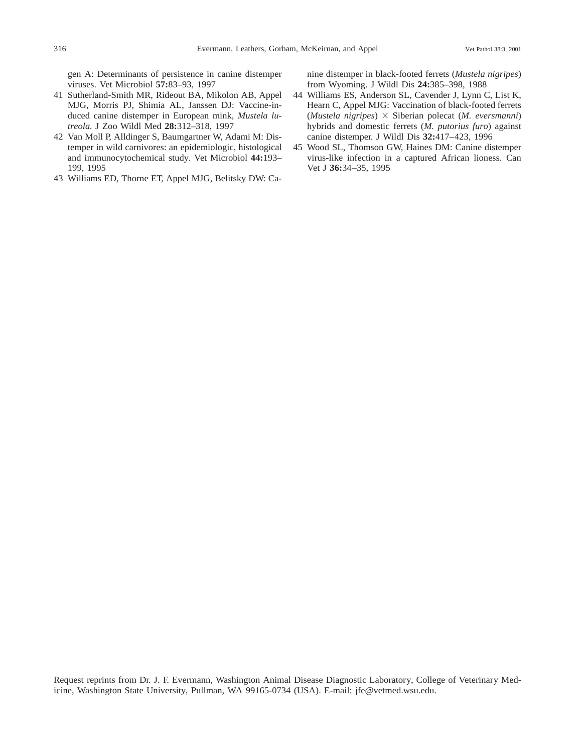gen A: Determinants of persistence in canine distemper viruses. Vet Microbiol **57:**83–93, 1997

41 Sutherland-Smith MR, Rideout BA, Mikolon AB, Appel MJG, Morris PJ, Shimia AL, Janssen DJ: Vaccine-induced canine distemper in European mink, *Mustela lutreola.* J Zoo Wildl Med **28:**312–318, 1997

42 Van Moll P, Alldinger S, Baumgartner W, Adami M: Distemper in wild carnivores: an epidemiologic, histological and immunocytochemical study. Vet Microbiol **44:**193–199, 1995

43 Williams ED, Thorne ET, Appel MJG, Belitsky DW: Canine distemper in black-footed ferrets (*Mustela nigripes*) from Wyoming. J Wildl Dis **24:**385–398, 1988

44 Williams ES, Anderson SL, Cavender J, Lynn C, List K, Hearn C, Appel MJG: Vaccination of black-footed ferrets (*Mustela nigripes*) × Siberian polecat (*M. eversmanni*) hybrids and domestic ferrets (*M. putorius furo*) against canine distemper. J Wildl Dis **32:**417–423, 1996

45 Wood SL, Thomson GW, Haines DM: Canine distemper virus-like infection in a captured African lioness. Can Vet J **36:**34–35, 1995

Request reprints from Dr. J. F. Evermann, Washington Animal Disease Diagnostic Laboratory, College of Veterinary Medicine, Washington State University, Pullman, WA 99165-0734 (USA). E-mail: jfe@vetmed.wsu.edu.